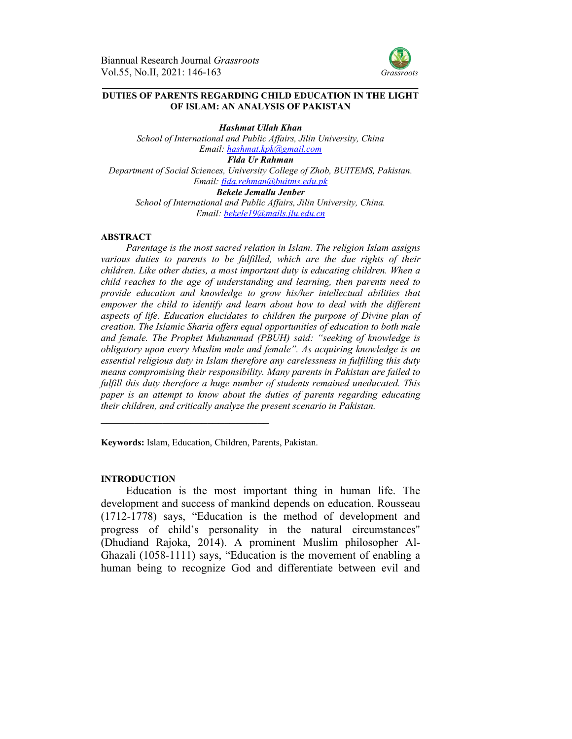# DUTIES OF PARENTS REGARDING CHILD EDUCATION IN THE LIGHT OF ISLAM: AN ANALYSIS OF PAKISTAN

***Hashmat Ullah Khan***
*School of International and Public Affairs, Jilin University, China*
*Email: hashmat.kpk@gmail.com*

***Fida Ur Rahman***
*Department of Social Sciences, University College of Zhob, BUITEMS, Pakistan.*
*Email: fida.rehman@buitms.edu.pk*

***Bekele Jemallu Jenber***
*School of International and Public Affairs, Jilin University, China.*
*Email: bekele19@mails.jlu.edu.cn*

## ABSTRACT

*Parentage is the most sacred relation in Islam. The religion Islam assigns various duties to parents to be fulfilled, which are the due rights of their children. Like other duties, a most important duty is educating children. When a child reaches to the age of understanding and learning, then parents need to provide education and knowledge to grow his/her intellectual abilities that empower the child to identify and learn about how to deal with the different aspects of life. Education elucidates to children the purpose of Divine plan of creation. The Islamic Sharia offers equal opportunities of education to both male and female. The Prophet Muhammad (PBUH) said: "seeking of knowledge is obligatory upon every Muslim male and female". As acquiring knowledge is an essential religious duty in Islam therefore any carelessness in fulfilling this duty means compromising their responsibility. Many parents in Pakistan are failed to fulfill this duty therefore a huge number of students remained uneducated. This paper is an attempt to know about the duties of parents regarding educating their children, and critically analyze the present scenario in Pakistan.*

**Keywords:** Islam, Education, Children, Parents, Pakistan.

## INTRODUCTION

Education is the most important thing in human life. The development and success of mankind depends on education. Rousseau (1712-1778) says, "Education is the method of development and progress of child's personality in the natural circumstances" (Dhudiand Rajoka, 2014). A prominent Muslim philosopher Al-Ghazali (1058-1111) says, "Education is the movement of enabling a human being to recognize God and differentiate between evil and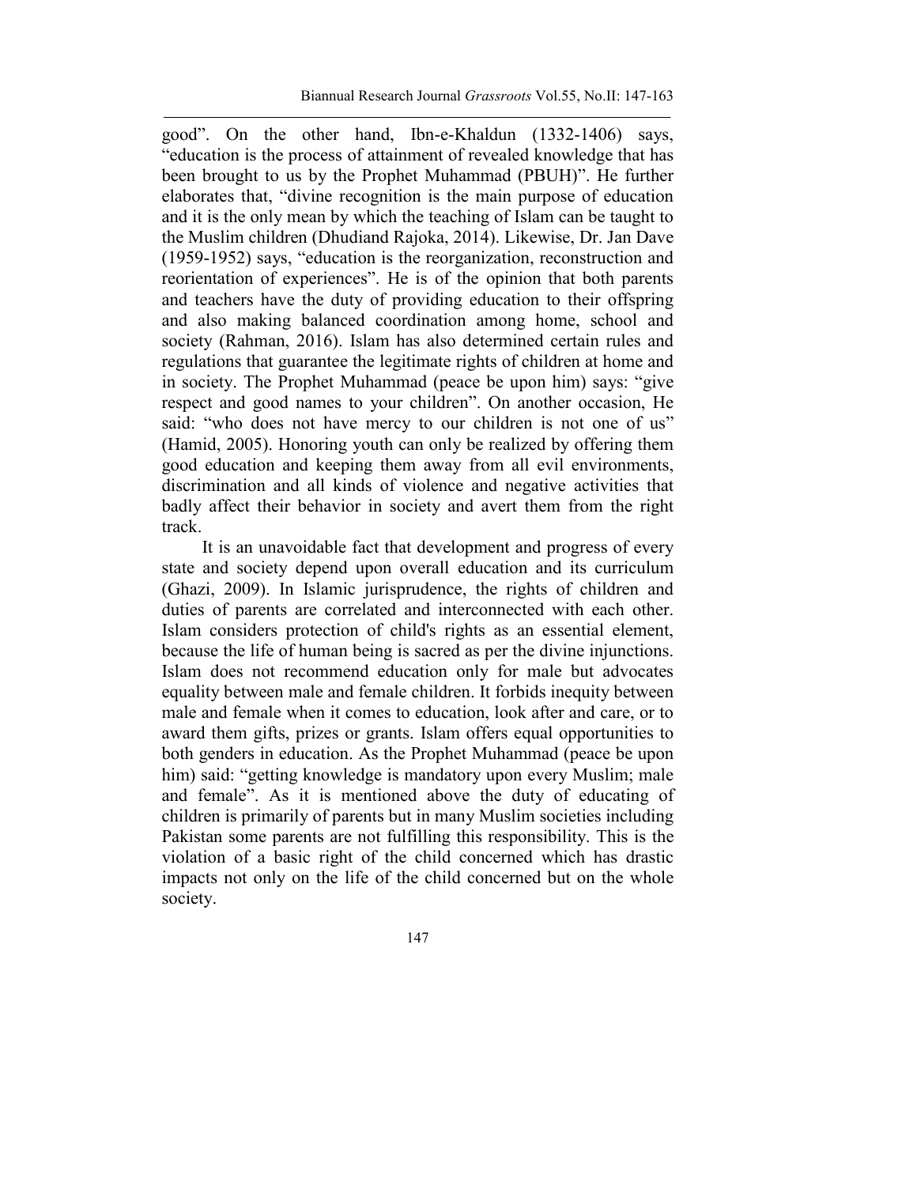good". On the other hand, Ibn-e-Khaldun (1332-1406) says, "education is the process of attainment of revealed knowledge that has been brought to us by the Prophet Muhammad (PBUH)". He further elaborates that, "divine recognition is the main purpose of education and it is the only mean by which the teaching of Islam can be taught to the Muslim children (Dhudiand Rajoka, 2014). Likewise, Dr. Jan Dave (1959-1952) says, "education is the reorganization, reconstruction and reorientation of experiences". He is of the opinion that both parents and teachers have the duty of providing education to their offspring and also making balanced coordination among home, school and society (Rahman, 2016). Islam has also determined certain rules and regulations that guarantee the legitimate rights of children at home and in society. The Prophet Muhammad (peace be upon him) says: "give respect and good names to your children". On another occasion, He said: "who does not have mercy to our children is not one of us" (Hamid, 2005). Honoring youth can only be realized by offering them good education and keeping them away from all evil environments, discrimination and all kinds of violence and negative activities that badly affect their behavior in society and avert them from the right track.

It is an unavoidable fact that development and progress of every state and society depend upon overall education and its curriculum (Ghazi, 2009). In Islamic jurisprudence, the rights of children and duties of parents are correlated and interconnected with each other. Islam considers protection of child's rights as an essential element, because the life of human being is sacred as per the divine injunctions. Islam does not recommend education only for male but advocates equality between male and female children. It forbids inequity between male and female when it comes to education, look after and care, or to award them gifts, prizes or grants. Islam offers equal opportunities to both genders in education. As the Prophet Muhammad (peace be upon him) said: "getting knowledge is mandatory upon every Muslim; male and female". As it is mentioned above the duty of educating of children is primarily of parents but in many Muslim societies including Pakistan some parents are not fulfilling this responsibility. This is the violation of a basic right of the child concerned which has drastic impacts not only on the life of the child concerned but on the whole society.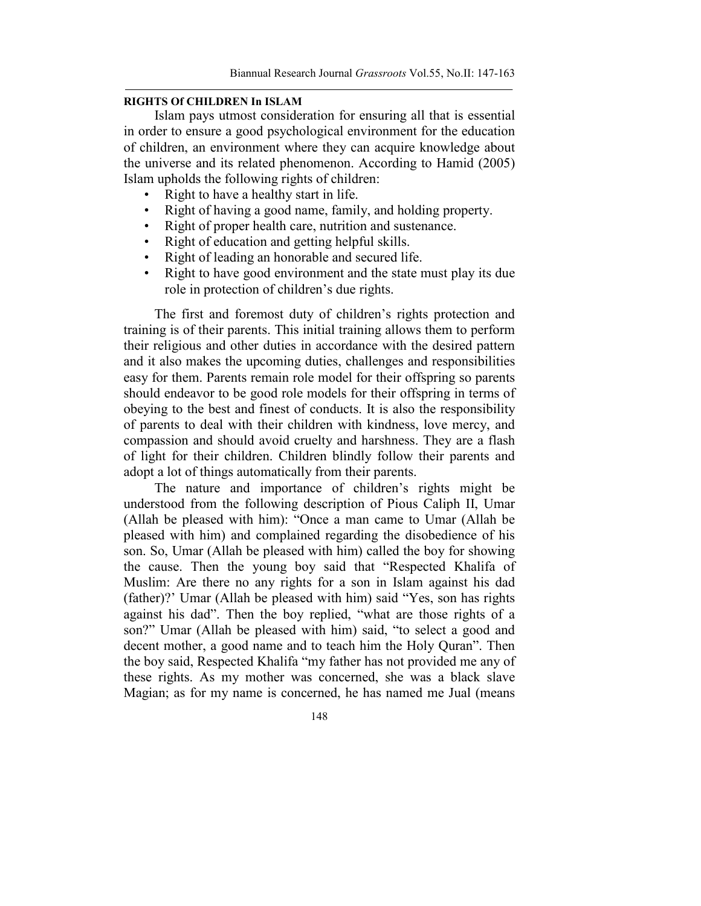**RIGHTS Of CHILDREN In ISLAM**

Islam pays utmost consideration for ensuring all that is essential in order to ensure a good psychological environment for the education of children, an environment where they can acquire knowledge about the universe and its related phenomenon. According to Hamid (2005) Islam upholds the following rights of children:

- Right to have a healthy start in life.
- Right of having a good name, family, and holding property.
- Right of proper health care, nutrition and sustenance.
- Right of education and getting helpful skills.
- Right of leading an honorable and secured life.
- Right to have good environment and the state must play its due role in protection of children's due rights.

The first and foremost duty of children's rights protection and training is of their parents. This initial training allows them to perform their religious and other duties in accordance with the desired pattern and it also makes the upcoming duties, challenges and responsibilities easy for them. Parents remain role model for their offspring so parents should endeavor to be good role models for their offspring in terms of obeying to the best and finest of conducts. It is also the responsibility of parents to deal with their children with kindness, love mercy, and compassion and should avoid cruelty and harshness. They are a flash of light for their children. Children blindly follow their parents and adopt a lot of things automatically from their parents.

The nature and importance of children's rights might be understood from the following description of Pious Caliph II, Umar (Allah be pleased with him): "Once a man came to Umar (Allah be pleased with him) and complained regarding the disobedience of his son. So, Umar (Allah be pleased with him) called the boy for showing the cause. Then the young boy said that "Respected Khalifa of Muslim: Are there no any rights for a son in Islam against his dad (father)?' Umar (Allah be pleased with him) said "Yes, son has rights against his dad". Then the boy replied, "what are those rights of a son?" Umar (Allah be pleased with him) said, "to select a good and decent mother, a good name and to teach him the Holy Quran". Then the boy said, Respected Khalifa "my father has not provided me any of these rights. As my mother was concerned, she was a black slave Magian; as for my name is concerned, he has named me Jual (means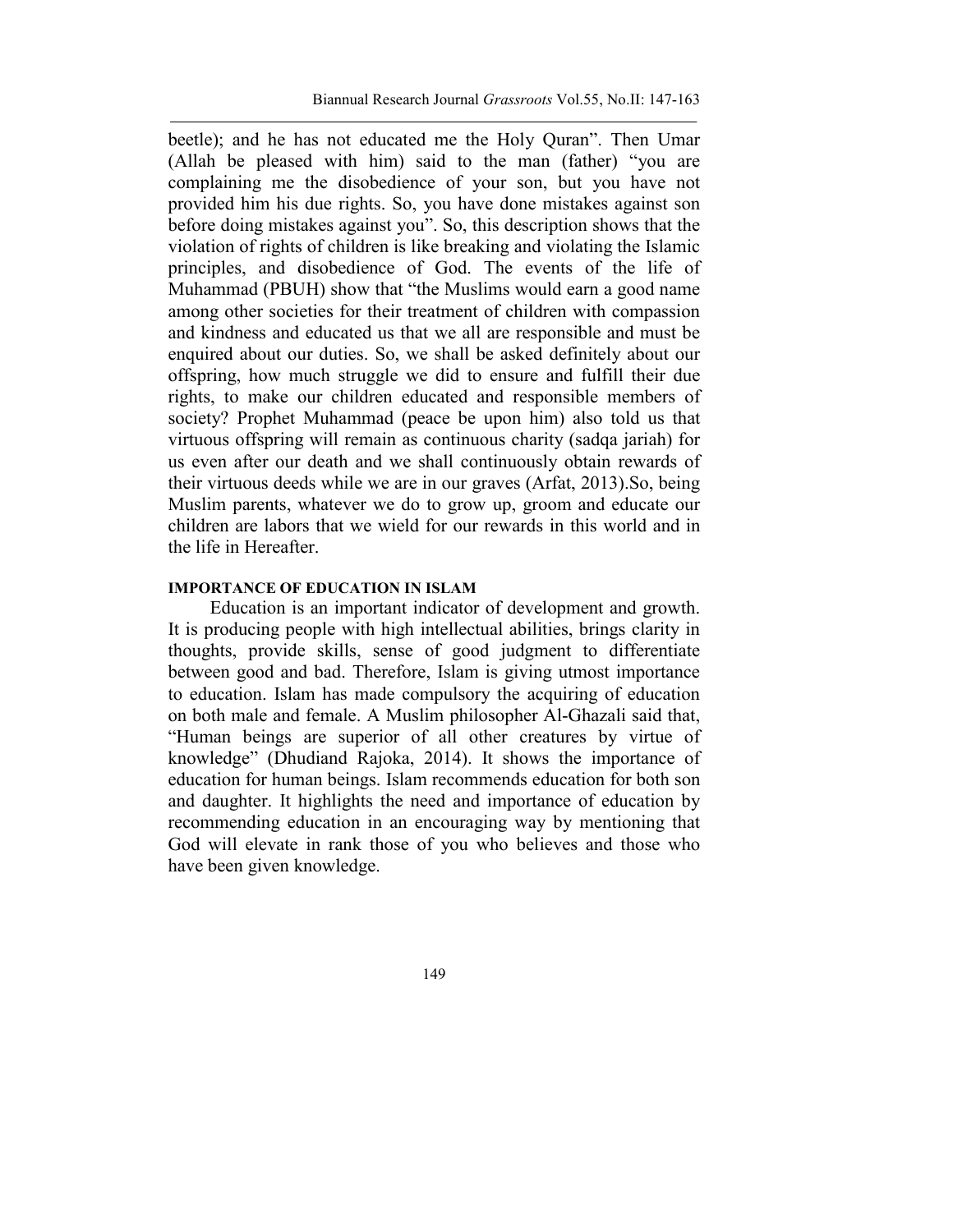beetle); and he has not educated me the Holy Quran". Then Umar (Allah be pleased with him) said to the man (father) "you are complaining me the disobedience of your son, but you have not provided him his due rights. So, you have done mistakes against son before doing mistakes against you". So, this description shows that the violation of rights of children is like breaking and violating the Islamic principles, and disobedience of God. The events of the life of Muhammad (PBUH) show that "the Muslims would earn a good name among other societies for their treatment of children with compassion and kindness and educated us that we all are responsible and must be enquired about our duties. So, we shall be asked definitely about our offspring, how much struggle we did to ensure and fulfill their due rights, to make our children educated and responsible members of society? Prophet Muhammad (peace be upon him) also told us that virtuous offspring will remain as continuous charity (sadqa jariah) for us even after our death and we shall continuously obtain rewards of their virtuous deeds while we are in our graves (Arfat, 2013).So, being Muslim parents, whatever we do to grow up, groom and educate our children are labors that we wield for our rewards in this world and in the life in Hereafter.

#### IMPORTANCE OF EDUCATION IN ISLAM

Education is an important indicator of development and growth. It is producing people with high intellectual abilities, brings clarity in thoughts, provide skills, sense of good judgment to differentiate between good and bad. Therefore, Islam is giving utmost importance to education. Islam has made compulsory the acquiring of education on both male and female. A Muslim philosopher Al-Ghazali said that, "Human beings are superior of all other creatures by virtue of knowledge" (Dhudiand Rajoka, 2014). It shows the importance of education for human beings. Islam recommends education for both son and daughter. It highlights the need and importance of education by recommending education in an encouraging way by mentioning that God will elevate in rank those of you who believes and those who have been given knowledge.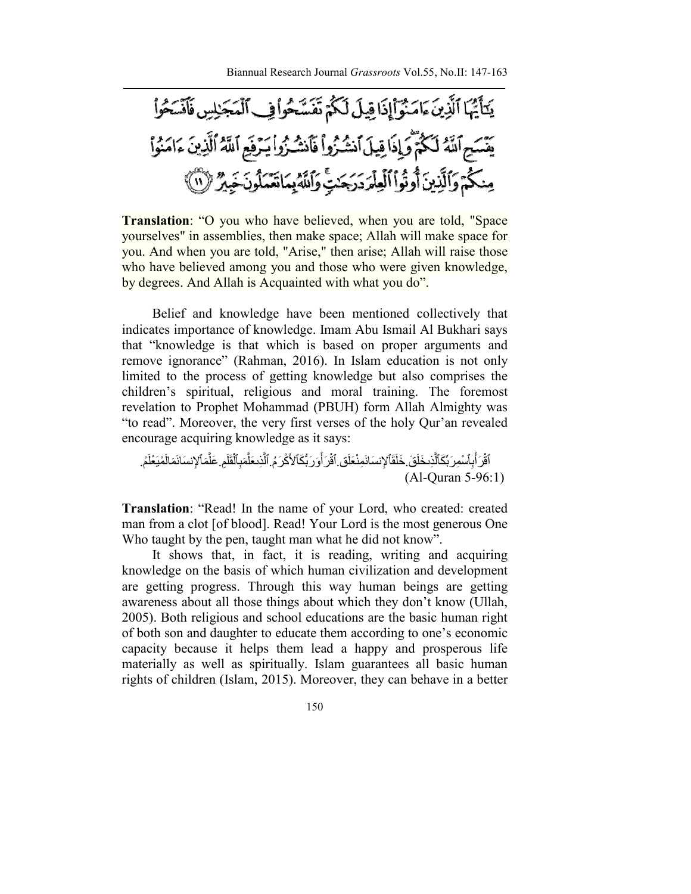يَٰٓأَيُّهَا ٱلَّذِينَ ءَامَنُوٓاْ إِذَا قِيلَ لَكُمۡ تَفَسَّحُواْ فِي ٱلۡمَجَٰلِسِ فَٱفۡسَحُواْ يَفۡسَحِ ٱللَّهُ لَكُمۡۖ وَإِذَا قِيلَ ٱنشُزُواْ فَٱنشُزُواْ يَرۡفَعِ ٱللَّهُ ٱلَّذِينَ ءَامَنُواْ مِنكُمۡ وَٱلَّذِينَ أُوتُواْ ٱلۡعِلۡمَ دَرَجَٰتٖۚ وَٱللَّهُ بِمَا تَعۡمَلُونَ خَبِيرٞ ﴿١١﴾

**Translation**: "O you who have believed, when you are told, "Space yourselves" in assemblies, then make space; Allah will make space for you. And when you are told, "Arise," then arise; Allah will raise those who have believed among you and those who were given knowledge, by degrees. And Allah is Acquainted with what you do".

Belief and knowledge have been mentioned collectively that indicates importance of knowledge. Imam Abu Ismail Al Bukhari says that "knowledge is that which is based on proper arguments and remove ignorance" (Rahman, 2016). In Islam education is not only limited to the process of getting knowledge but also comprises the children's spiritual, religious and moral training. The foremost revelation to Prophet Mohammad (PBUH) form Allah Almighty was "to read". Moreover, the very first verses of the holy Qur'an revealed encourage acquiring knowledge as it says:

ٱقۡرَأۡ بِٱسۡمِ رَبِّكَ ٱلَّذِي خَلَقَ. خَلَقَ ٱلۡإِنسَٰنَ مِنۡ عَلَقٍ. ٱقۡرَأۡ وَرَبُّكَ ٱلۡأَكۡرَمُ. ٱلَّذِي عَلَّمَ بِٱلۡقَلَمِ. عَلَّمَ ٱلۡإِنسَٰنَ مَا لَمۡ يَعۡلَمۡ.
(Al-Quran 5-96:1)

**Translation**: "Read! In the name of your Lord, who created: created man from a clot [of blood]. Read! Your Lord is the most generous One Who taught by the pen, taught man what he did not know".

It shows that, in fact, it is reading, writing and acquiring knowledge on the basis of which human civilization and development are getting progress. Through this way human beings are getting awareness about all those things about which they don't know (Ullah, 2005). Both religious and school educations are the basic human right of both son and daughter to educate them according to one's economic capacity because it helps them lead a happy and prosperous life materially as well as spiritually. Islam guarantees all basic human rights of children (Islam, 2015). Moreover, they can behave in a better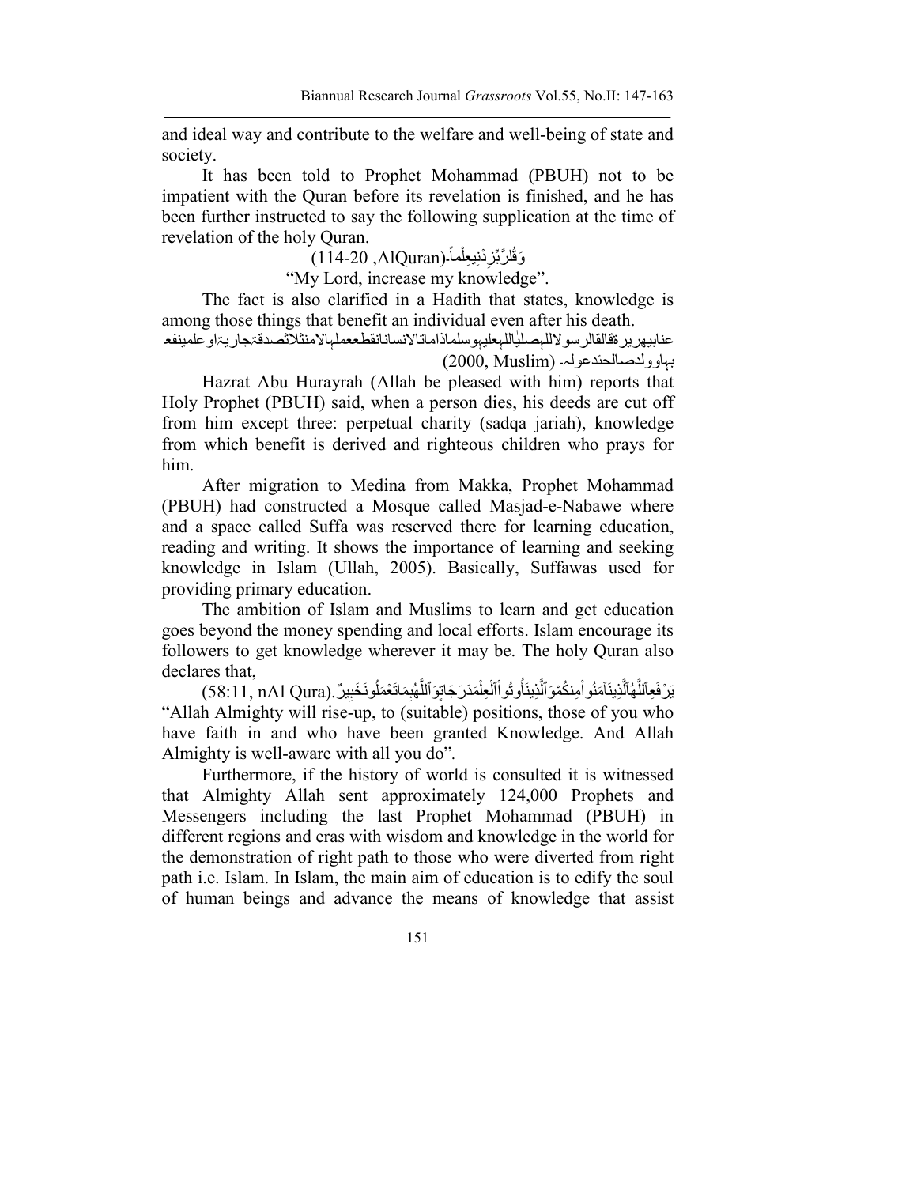and ideal way and contribute to the welfare and well-being of state and society.

It has been told to Prophet Mohammad (PBUH) not to be impatient with the Quran before its revelation is finished, and he has been further instructed to say the following supplication at the time of revelation of the holy Quran.

وَقُلرَّبِّزِدْنِيعِلْماً-(AlQuran, 20-114)

"My Lord, increase my knowledge".

The fact is also clarified in a Hadith that states, knowledge is among those things that benefit an individual even after his death.

عنابيهريرةقالقالرسولاللهصلىاللهعليهوسلماذاماتالانسانانقطععملهالامنثلاثصدقةجاريةاوعلمينفعبهاوولدصالحندعوله- (Muslim, 2000)

Hazrat Abu Hurayrah (Allah be pleased with him) reports that Holy Prophet (PBUH) said, when a person dies, his deeds are cut off from him except three: perpetual charity (sadqa jariah), knowledge from which benefit is derived and righteous children who prays for him.

After migration to Medina from Makka, Prophet Mohammad (PBUH) had constructed a Mosque called Masjad-e-Nabawe where and a space called Suffa was reserved there for learning education, reading and writing. It shows the importance of learning and seeking knowledge in Islam (Ullah, 2005). Basically, Suffawas used for providing primary education.

The ambition of Islam and Muslims to learn and get education goes beyond the money spending and local efforts. Islam encourage its followers to get knowledge wherever it may be. The holy Quran also declares that,

يَرْفَعِٱللَّهُٱلَّذِينَآمَنُواْمِنكُمْوَٱلَّذِينَأُوتُواْٱلْعِلْمَدَرَجَاتٍوَٱللَّهُبِمَاتَعْمَلُونَخَبِيرٌ.(Al Quran, 58:11)

"Allah Almighty will rise-up, to (suitable) positions, those of you who have faith in and who have been granted Knowledge. And Allah Almighty is well-aware with all you do".

Furthermore, if the history of world is consulted it is witnessed that Almighty Allah sent approximately 124,000 Prophets and Messengers including the last Prophet Mohammad (PBUH) in different regions and eras with wisdom and knowledge in the world for the demonstration of right path to those who were diverted from right path i.e. Islam. In Islam, the main aim of education is to edify the soul of human beings and advance the means of knowledge that assist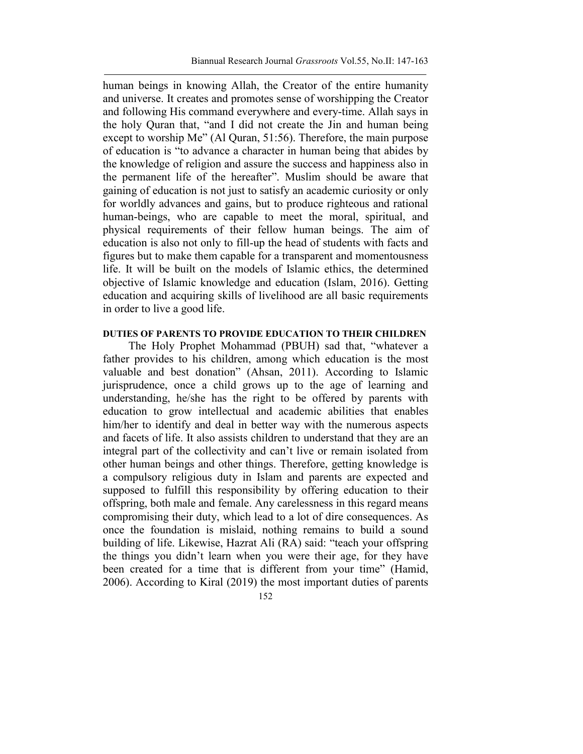human beings in knowing Allah, the Creator of the entire humanity and universe. It creates and promotes sense of worshipping the Creator and following His command everywhere and every-time. Allah says in the holy Quran that, "and I did not create the Jin and human being except to worship Me" (Al Quran, 51:56). Therefore, the main purpose of education is "to advance a character in human being that abides by the knowledge of religion and assure the success and happiness also in the permanent life of the hereafter". Muslim should be aware that gaining of education is not just to satisfy an academic curiosity or only for worldly advances and gains, but to produce righteous and rational human-beings, who are capable to meet the moral, spiritual, and physical requirements of their fellow human beings. The aim of education is also not only to fill-up the head of students with facts and figures but to make them capable for a transparent and momentousness life. It will be built on the models of Islamic ethics, the determined objective of Islamic knowledge and education (Islam, 2016). Getting education and acquiring skills of livelihood are all basic requirements in order to live a good life.

## DUTIES OF PARENTS TO PROVIDE EDUCATION TO THEIR CHILDREN

The Holy Prophet Mohammad (PBUH) sad that, "whatever a father provides to his children, among which education is the most valuable and best donation" (Ahsan, 2011). According to Islamic jurisprudence, once a child grows up to the age of learning and understanding, he/she has the right to be offered by parents with education to grow intellectual and academic abilities that enables him/her to identify and deal in better way with the numerous aspects and facets of life. It also assists children to understand that they are an integral part of the collectivity and can't live or remain isolated from other human beings and other things. Therefore, getting knowledge is a compulsory religious duty in Islam and parents are expected and supposed to fulfill this responsibility by offering education to their offspring, both male and female. Any carelessness in this regard means compromising their duty, which lead to a lot of dire consequences. As once the foundation is mislaid, nothing remains to build a sound building of life. Likewise, Hazrat Ali (RA) said: "teach your offspring the things you didn't learn when you were their age, for they have been created for a time that is different from your time" (Hamid, 2006). According to Kiral (2019) the most important duties of parents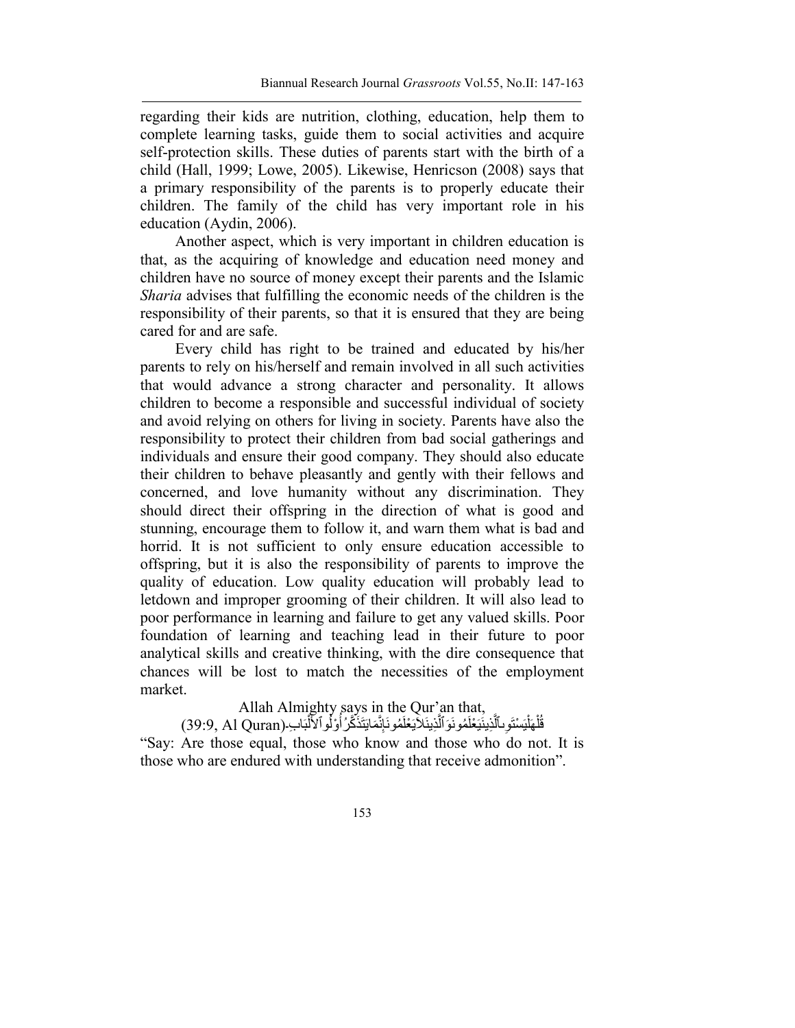regarding their kids are nutrition, clothing, education, help them to complete learning tasks, guide them to social activities and acquire self-protection skills. These duties of parents start with the birth of a child (Hall, 1999; Lowe, 2005). Likewise, Henricson (2008) says that a primary responsibility of the parents is to properly educate their children. The family of the child has very important role in his education (Aydin, 2006).

Another aspect, which is very important in children education is that, as the acquiring of knowledge and education need money and children have no source of money except their parents and the Islamic *Sharia* advises that fulfilling the economic needs of the children is the responsibility of their parents, so that it is ensured that they are being cared for and are safe.

Every child has right to be trained and educated by his/her parents to rely on his/herself and remain involved in all such activities that would advance a strong character and personality. It allows children to become a responsible and successful individual of society and avoid relying on others for living in society. Parents have also the responsibility to protect their children from bad social gatherings and individuals and ensure their good company. They should also educate their children to behave pleasantly and gently with their fellows and concerned, and love humanity without any discrimination. They should direct their offspring in the direction of what is good and stunning, encourage them to follow it, and warn them what is bad and horrid. It is not sufficient to only ensure education accessible to offspring, but it is also the responsibility of parents to improve the quality of education. Low quality education will probably lead to letdown and improper grooming of their children. It will also lead to poor performance in learning and failure to get any valued skills. Poor foundation of learning and teaching lead in their future to poor analytical skills and creative thinking, with the dire consequence that chances will be lost to match the necessities of the employment market.

Allah Almighty says in the Qur'an that,

قُلْهَلْيَسْتَوِيالَّذِينَيَعْلَمُونَوَالَّذِينَلَايَعْلَمُونَإِنَّمَايَتَذَكَّرُأُولُواالْأَلْبَابِ (39:9, Al Quran)

"Say: Are those equal, those who know and those who do not. It is those who are endured with understanding that receive admonition".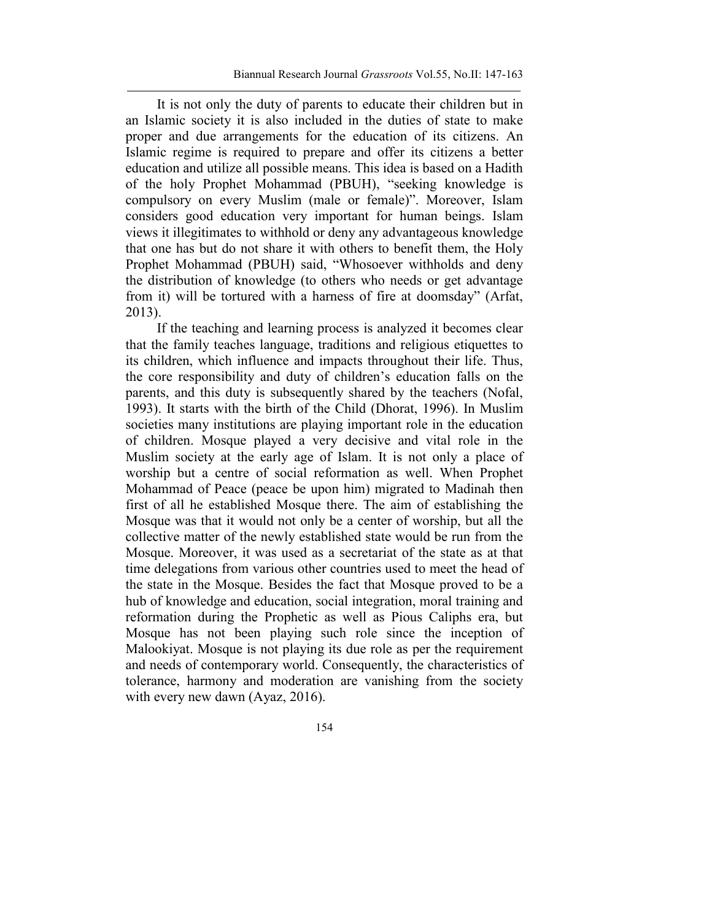It is not only the duty of parents to educate their children but in an Islamic society it is also included in the duties of state to make proper and due arrangements for the education of its citizens. An Islamic regime is required to prepare and offer its citizens a better education and utilize all possible means. This idea is based on a Hadith of the holy Prophet Mohammad (PBUH), "seeking knowledge is compulsory on every Muslim (male or female)". Moreover, Islam considers good education very important for human beings. Islam views it illegitimates to withhold or deny any advantageous knowledge that one has but do not share it with others to benefit them, the Holy Prophet Mohammad (PBUH) said, "Whosoever withholds and deny the distribution of knowledge (to others who needs or get advantage from it) will be tortured with a harness of fire at doomsday" (Arfat, 2013).

If the teaching and learning process is analyzed it becomes clear that the family teaches language, traditions and religious etiquettes to its children, which influence and impacts throughout their life. Thus, the core responsibility and duty of children's education falls on the parents, and this duty is subsequently shared by the teachers (Nofal, 1993). It starts with the birth of the Child (Dhorat, 1996). In Muslim societies many institutions are playing important role in the education of children. Mosque played a very decisive and vital role in the Muslim society at the early age of Islam. It is not only a place of worship but a centre of social reformation as well. When Prophet Mohammad of Peace (peace be upon him) migrated to Madinah then first of all he established Mosque there. The aim of establishing the Mosque was that it would not only be a center of worship, but all the collective matter of the newly established state would be run from the Mosque. Moreover, it was used as a secretariat of the state as at that time delegations from various other countries used to meet the head of the state in the Mosque. Besides the fact that Mosque proved to be a hub of knowledge and education, social integration, moral training and reformation during the Prophetic as well as Pious Caliphs era, but Mosque has not been playing such role since the inception of Malookiyat. Mosque is not playing its due role as per the requirement and needs of contemporary world. Consequently, the characteristics of tolerance, harmony and moderation are vanishing from the society with every new dawn (Ayaz, 2016).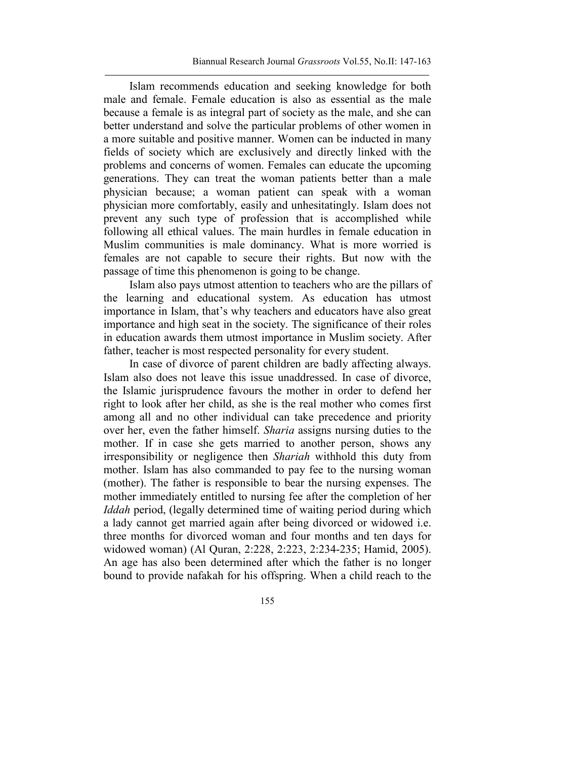Islam recommends education and seeking knowledge for both male and female. Female education is also as essential as the male because a female is as integral part of society as the male, and she can better understand and solve the particular problems of other women in a more suitable and positive manner. Women can be inducted in many fields of society which are exclusively and directly linked with the problems and concerns of women. Females can educate the upcoming generations. They can treat the woman patients better than a male physician because; a woman patient can speak with a woman physician more comfortably, easily and unhesitatingly. Islam does not prevent any such type of profession that is accomplished while following all ethical values. The main hurdles in female education in Muslim communities is male dominancy. What is more worried is females are not capable to secure their rights. But now with the passage of time this phenomenon is going to be change.

Islam also pays utmost attention to teachers who are the pillars of the learning and educational system. As education has utmost importance in Islam, that's why teachers and educators have also great importance and high seat in the society. The significance of their roles in education awards them utmost importance in Muslim society. After father, teacher is most respected personality for every student.

In case of divorce of parent children are badly affecting always. Islam also does not leave this issue unaddressed. In case of divorce, the Islamic jurisprudence favours the mother in order to defend her right to look after her child, as she is the real mother who comes first among all and no other individual can take precedence and priority over her, even the father himself. *Sharia* assigns nursing duties to the mother. If in case she gets married to another person, shows any irresponsibility or negligence then *Shariah* withhold this duty from mother. Islam has also commanded to pay fee to the nursing woman (mother). The father is responsible to bear the nursing expenses. The mother immediately entitled to nursing fee after the completion of her *Iddah* period, (legally determined time of waiting period during which a lady cannot get married again after being divorced or widowed i.e. three months for divorced woman and four months and ten days for widowed woman) (Al Quran, 2:228, 2:223, 2:234-235; Hamid, 2005). An age has also been determined after which the father is no longer bound to provide nafakah for his offspring. When a child reach to the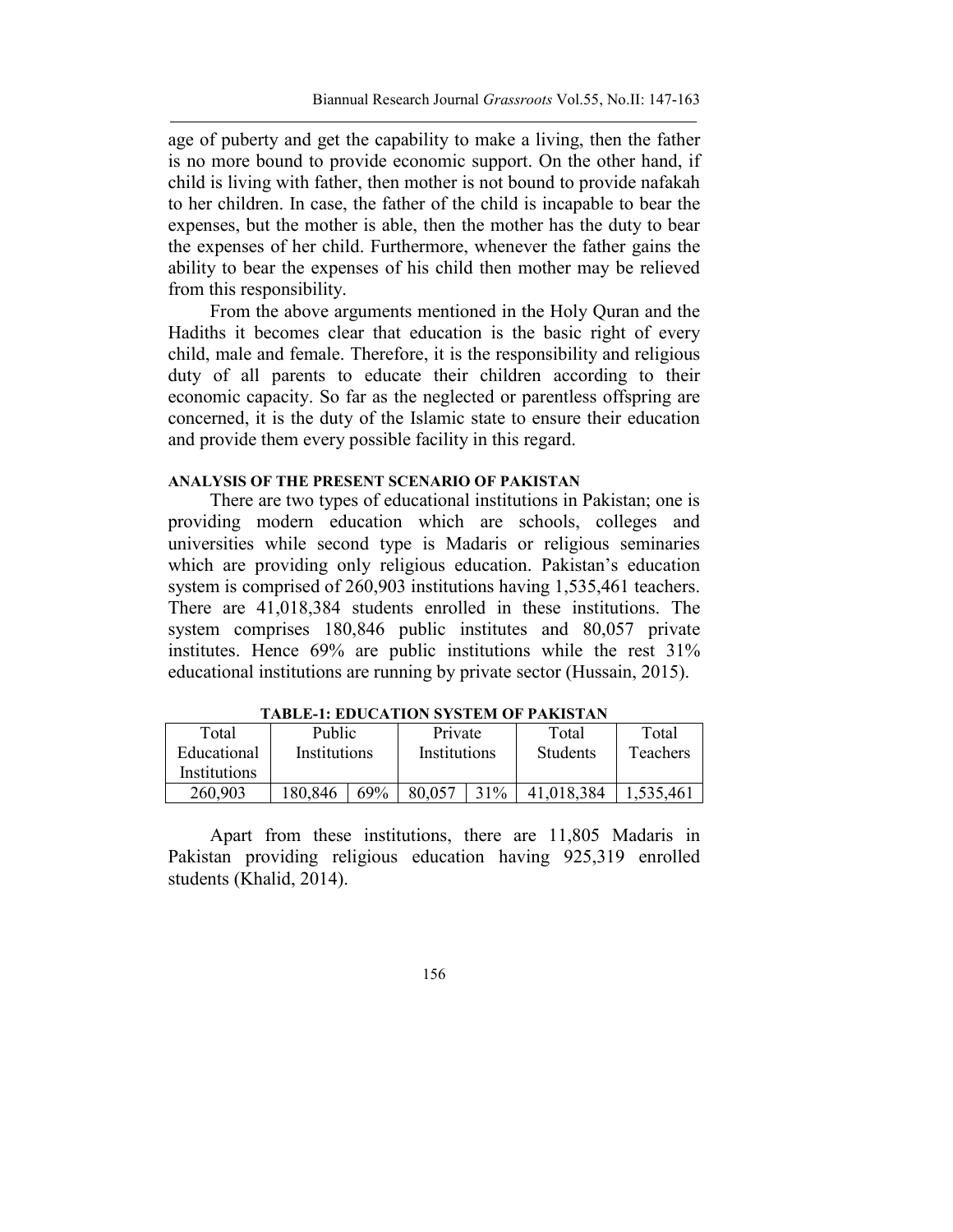age of puberty and get the capability to make a living, then the father is no more bound to provide economic support. On the other hand, if child is living with father, then mother is not bound to provide nafakah to her children. In case, the father of the child is incapable to bear the expenses, but the mother is able, then the mother has the duty to bear the expenses of her child. Furthermore, whenever the father gains the ability to bear the expenses of his child then mother may be relieved from this responsibility.

From the above arguments mentioned in the Holy Quran and the Hadiths it becomes clear that education is the basic right of every child, male and female. Therefore, it is the responsibility and religious duty of all parents to educate their children according to their economic capacity. So far as the neglected or parentless offspring are concerned, it is the duty of the Islamic state to ensure their education and provide them every possible facility in this regard.

## ANALYSIS OF THE PRESENT SCENARIO OF PAKISTAN

There are two types of educational institutions in Pakistan; one is providing modern education which are schools, colleges and universities while second type is Madaris or religious seminaries which are providing only religious education. Pakistan's education system is comprised of 260,903 institutions having 1,535,461 teachers. There are 41,018,384 students enrolled in these institutions. The system comprises 180,846 public institutes and 80,057 private institutes. Hence 69% are public institutions while the rest 31% educational institutions are running by private sector (Hussain, 2015).

**TABLE-1: EDUCATION SYSTEM OF PAKISTAN**

| Total Educational Institutions | Public Institutions | | Private Institutions | | Total Students | Total Teachers |
|---|---|---|---|---|---|---|
| 260,903 | 180,846 | 69% | 80,057 | 31% | 41,018,384 | 1,535,461 |

Apart from these institutions, there are 11,805 Madaris in Pakistan providing religious education having 925,319 enrolled students (Khalid, 2014).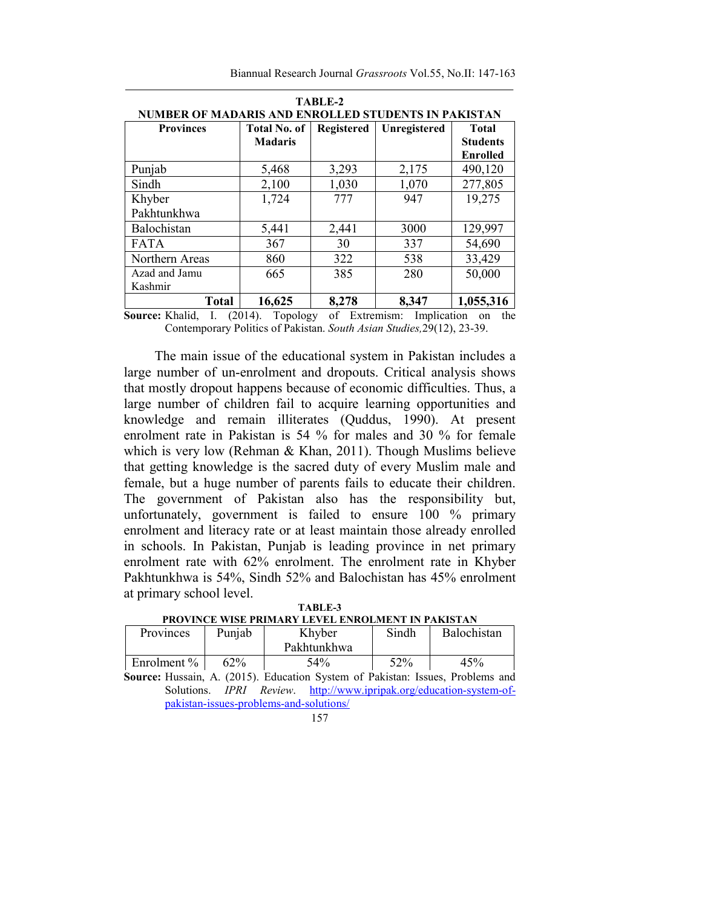**TABLE-2**
**NUMBER OF MADARIS AND ENROLLED STUDENTS IN PAKISTAN**

| Provinces | Total No. of Madaris | Registered | Unregistered | Total Students Enrolled |
|---|---|---|---|---|
| Punjab | 5,468 | 3,293 | 2,175 | 490,120 |
| Sindh | 2,100 | 1,030 | 1,070 | 277,805 |
| Khyber Pakhtunkhwa | 1,724 | 777 | 947 | 19,275 |
| Balochistan | 5,441 | 2,441 | 3000 | 129,997 |
| FATA | 367 | 30 | 337 | 54,690 |
| Northern Areas | 860 | 322 | 538 | 33,429 |
| Azad and Jamu Kashmir | 665 | 385 | 280 | 50,000 |
| **Total** | **16,625** | **8,278** | **8,347** | **1,055,316** |

**Source:** Khalid, I. (2014). Topology of Extremism: Implication on the Contemporary Politics of Pakistan. *South Asian Studies,*29(12), 23-39.

The main issue of the educational system in Pakistan includes a large number of un-enrolment and dropouts. Critical analysis shows that mostly dropout happens because of economic difficulties. Thus, a large number of children fail to acquire learning opportunities and knowledge and remain illiterates (Quddus, 1990). At present enrolment rate in Pakistan is 54 % for males and 30 % for female which is very low (Rehman & Khan, 2011). Though Muslims believe that getting knowledge is the sacred duty of every Muslim male and female, but a huge number of parents fails to educate their children. The government of Pakistan also has the responsibility but, unfortunately, government is failed to ensure 100 % primary enrolment and literacy rate or at least maintain those already enrolled in schools. In Pakistan, Punjab is leading province in net primary enrolment rate with 62% enrolment. The enrolment rate in Khyber Pakhtunkhwa is 54%, Sindh 52% and Balochistan has 45% enrolment at primary school level.

**TABLE-3**
**PROVINCE WISE PRIMARY LEVEL ENROLMENT IN PAKISTAN**

| Provinces | Punjab | Khyber Pakhtunkhwa | Sindh | Balochistan |
|---|---|---|---|---|
| Enrolment % | 62% | 54% | 52% | 45% |

**Source:** Hussain, A. (2015). Education System of Pakistan: Issues, Problems and Solutions. *IPRI Review*. http://www.ipripak.org/education-system-of-pakistan-issues-problems-and-solutions/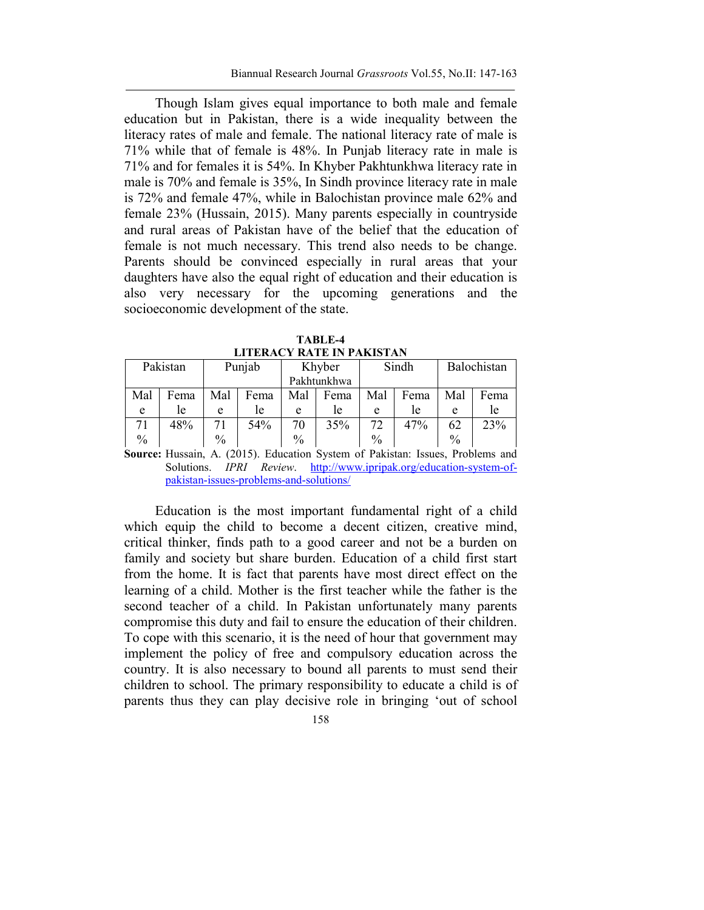Though Islam gives equal importance to both male and female education but in Pakistan, there is a wide inequality between the literacy rates of male and female. The national literacy rate of male is 71% while that of female is 48%. In Punjab literacy rate in male is 71% and for females it is 54%. In Khyber Pakhtunkhwa literacy rate in male is 70% and female is 35%, In Sindh province literacy rate in male is 72% and female 47%, while in Balochistan province male 62% and female 23% (Hussain, 2015). Many parents especially in countryside and rural areas of Pakistan have of the belief that the education of female is not much necessary. This trend also needs to be change. Parents should be convinced especially in rural areas that your daughters have also the equal right of education and their education is also very necessary for the upcoming generations and the socioeconomic development of the state.

**TABLE-4**
**LITERACY RATE IN PAKISTAN**

| Pakistan | | Punjab | | Khyber Pakhtunkhwa | | Sindh | | Balochistan | |
|---|---|---|---|---|---|---|---|---|---|
| Male | Female | Male | Female | Male | Female | Male | Female | Male | Female |
| 71% | 48% | 71% | 54% | 70% | 35% | 72% | 47% | 62% | 23% |

**Source:** Hussain, A. (2015). Education System of Pakistan: Issues, Problems and Solutions. *IPRI Review*. http://www.ipripak.org/education-system-of-pakistan-issues-problems-and-solutions/

Education is the most important fundamental right of a child which equip the child to become a decent citizen, creative mind, critical thinker, finds path to a good career and not be a burden on family and society but share burden. Education of a child first start from the home. It is fact that parents have most direct effect on the learning of a child. Mother is the first teacher while the father is the second teacher of a child. In Pakistan unfortunately many parents compromise this duty and fail to ensure the education of their children. To cope with this scenario, it is the need of hour that government may implement the policy of free and compulsory education across the country. It is also necessary to bound all parents to must send their children to school. The primary responsibility to educate a child is of parents thus they can play decisive role in bringing 'out of school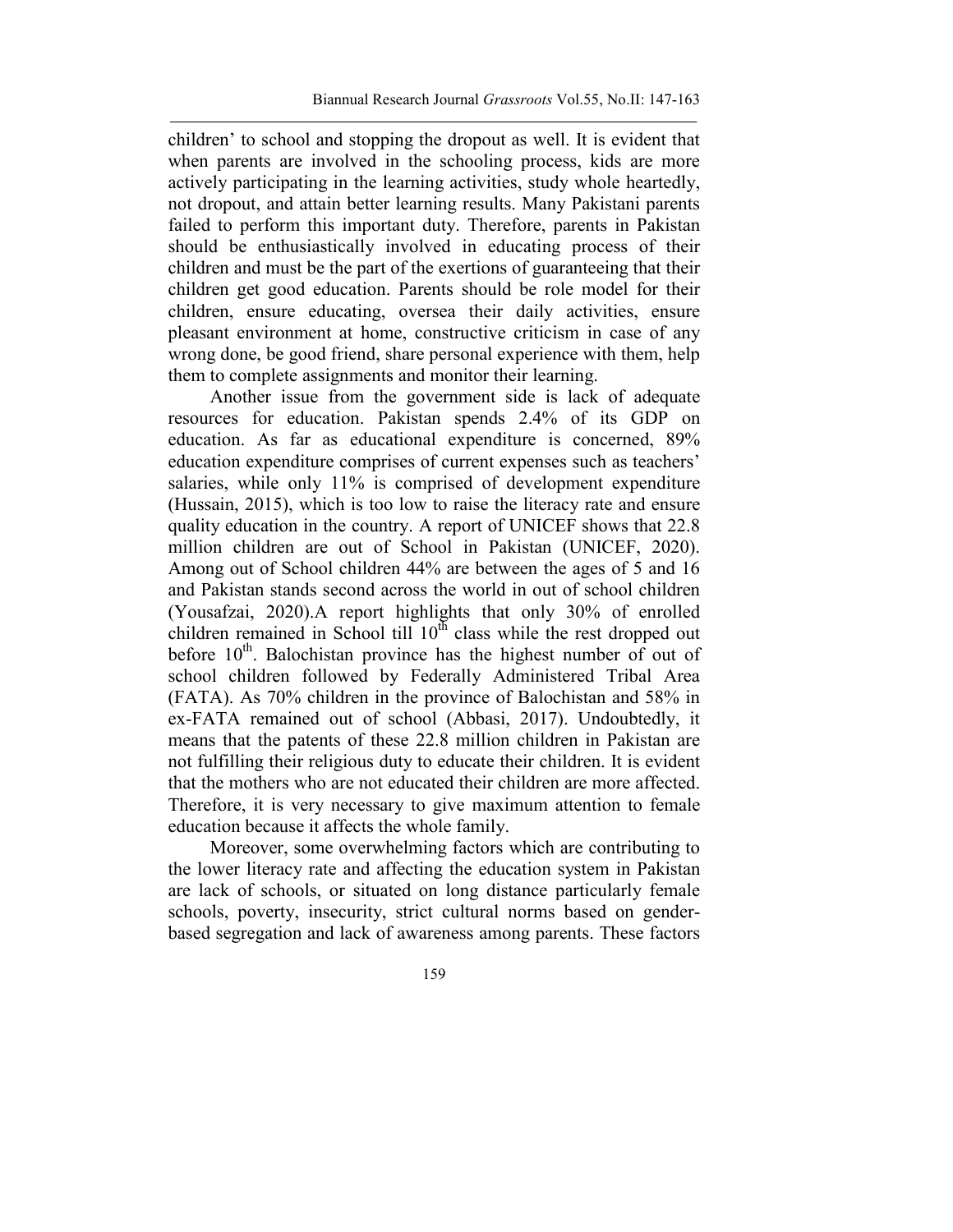children' to school and stopping the dropout as well. It is evident that when parents are involved in the schooling process, kids are more actively participating in the learning activities, study whole heartedly, not dropout, and attain better learning results. Many Pakistani parents failed to perform this important duty. Therefore, parents in Pakistan should be enthusiastically involved in educating process of their children and must be the part of the exertions of guaranteeing that their children get good education. Parents should be role model for their children, ensure educating, oversea their daily activities, ensure pleasant environment at home, constructive criticism in case of any wrong done, be good friend, share personal experience with them, help them to complete assignments and monitor their learning.

Another issue from the government side is lack of adequate resources for education. Pakistan spends 2.4% of its GDP on education. As far as educational expenditure is concerned, 89% education expenditure comprises of current expenses such as teachers' salaries, while only 11% is comprised of development expenditure (Hussain, 2015), which is too low to raise the literacy rate and ensure quality education in the country. A report of UNICEF shows that 22.8 million children are out of School in Pakistan (UNICEF, 2020). Among out of School children 44% are between the ages of 5 and 16 and Pakistan stands second across the world in out of school children (Yousafzai, 2020).A report highlights that only 30% of enrolled children remained in School till 10th class while the rest dropped out before 10th. Balochistan province has the highest number of out of school children followed by Federally Administered Tribal Area (FATA). As 70% children in the province of Balochistan and 58% in ex-FATA remained out of school (Abbasi, 2017). Undoubtedly, it means that the patents of these 22.8 million children in Pakistan are not fulfilling their religious duty to educate their children. It is evident that the mothers who are not educated their children are more affected. Therefore, it is very necessary to give maximum attention to female education because it affects the whole family.

Moreover, some overwhelming factors which are contributing to the lower literacy rate and affecting the education system in Pakistan are lack of schools, or situated on long distance particularly female schools, poverty, insecurity, strict cultural norms based on gender-based segregation and lack of awareness among parents. These factors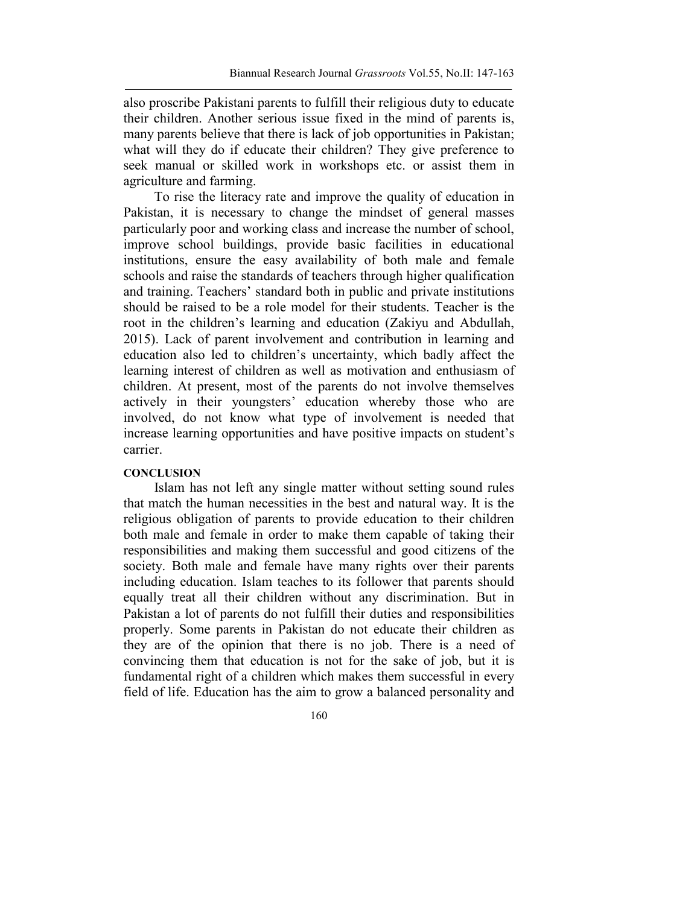also proscribe Pakistani parents to fulfill their religious duty to educate their children. Another serious issue fixed in the mind of parents is, many parents believe that there is lack of job opportunities in Pakistan; what will they do if educate their children? They give preference to seek manual or skilled work in workshops etc. or assist them in agriculture and farming.

To rise the literacy rate and improve the quality of education in Pakistan, it is necessary to change the mindset of general masses particularly poor and working class and increase the number of school, improve school buildings, provide basic facilities in educational institutions, ensure the easy availability of both male and female schools and raise the standards of teachers through higher qualification and training. Teachers' standard both in public and private institutions should be raised to be a role model for their students. Teacher is the root in the children's learning and education (Zakiyu and Abdullah, 2015). Lack of parent involvement and contribution in learning and education also led to children's uncertainty, which badly affect the learning interest of children as well as motivation and enthusiasm of children. At present, most of the parents do not involve themselves actively in their youngsters' education whereby those who are involved, do not know what type of involvement is needed that increase learning opportunities and have positive impacts on student's carrier.

## CONCLUSION

Islam has not left any single matter without setting sound rules that match the human necessities in the best and natural way. It is the religious obligation of parents to provide education to their children both male and female in order to make them capable of taking their responsibilities and making them successful and good citizens of the society. Both male and female have many rights over their parents including education. Islam teaches to its follower that parents should equally treat all their children without any discrimination. But in Pakistan a lot of parents do not fulfill their duties and responsibilities properly. Some parents in Pakistan do not educate their children as they are of the opinion that there is no job. There is a need of convincing them that education is not for the sake of job, but it is fundamental right of a children which makes them successful in every field of life. Education has the aim to grow a balanced personality and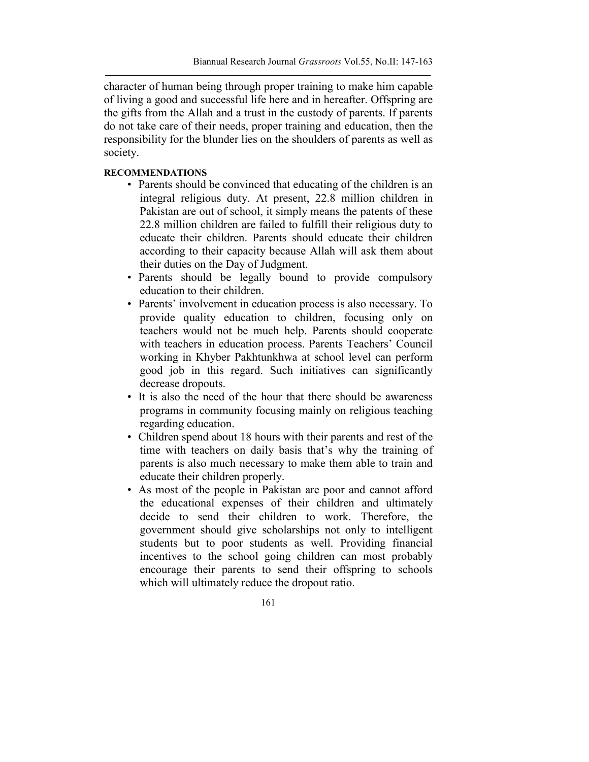character of human being through proper training to make him capable of living a good and successful life here and in hereafter. Offspring are the gifts from the Allah and a trust in the custody of parents. If parents do not take care of their needs, proper training and education, then the responsibility for the blunder lies on the shoulders of parents as well as society.

## RECOMMENDATIONS

- Parents should be convinced that educating of the children is an integral religious duty. At present, 22.8 million children in Pakistan are out of school, it simply means the patents of these 22.8 million children are failed to fulfill their religious duty to educate their children. Parents should educate their children according to their capacity because Allah will ask them about their duties on the Day of Judgment.
- Parents should be legally bound to provide compulsory education to their children.
- Parents' involvement in education process is also necessary. To provide quality education to children, focusing only on teachers would not be much help. Parents should cooperate with teachers in education process. Parents Teachers' Council working in Khyber Pakhtunkhwa at school level can perform good job in this regard. Such initiatives can significantly decrease dropouts.
- It is also the need of the hour that there should be awareness programs in community focusing mainly on religious teaching regarding education.
- Children spend about 18 hours with their parents and rest of the time with teachers on daily basis that's why the training of parents is also much necessary to make them able to train and educate their children properly.
- As most of the people in Pakistan are poor and cannot afford the educational expenses of their children and ultimately decide to send their children to work. Therefore, the government should give scholarships not only to intelligent students but to poor students as well. Providing financial incentives to the school going children can most probably encourage their parents to send their offspring to schools which will ultimately reduce the dropout ratio.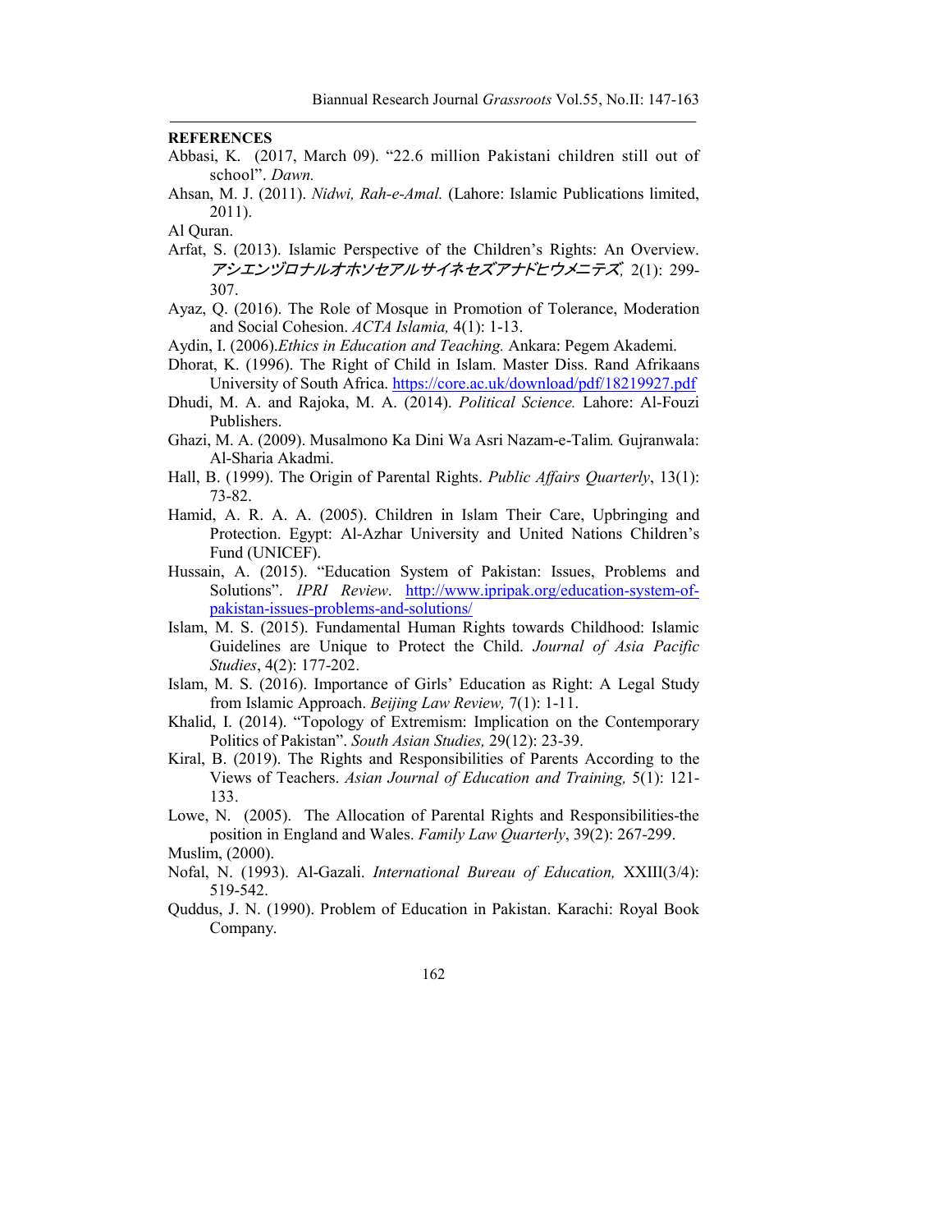**REFERENCES**

Abbasi, K. (2017, March 09). "22.6 million Pakistani children still out of school". *Dawn.*

Ahsan, M. J. (2011). *Nidwi, Rah-e-Amal.* (Lahore: Islamic Publications limited, 2011).

Al Quran.

Arfat, S. (2013). Islamic Perspective of the Children's Rights: An Overview. *アシエンヅロナルオホソセアルサイネセズアナドヒウメニテズ,* 2(1): 299-307.

Ayaz, Q. (2016). The Role of Mosque in Promotion of Tolerance, Moderation and Social Cohesion. *ACTA Islamia,* 4(1): 1-13.

Aydin, I. (2006).*Ethics in Education and Teaching.* Ankara: Pegem Akademi.

Dhorat, K. (1996). The Right of Child in Islam. Master Diss. Rand Afrikaans University of South Africa. https://core.ac.uk/download/pdf/18219927.pdf

Dhudi, M. A. and Rajoka, M. A. (2014). *Political Science.* Lahore: Al-Fouzi Publishers.

Ghazi, M. A. (2009). Musalmono Ka Dini Wa Asri Nazam-e-Talim*.* Gujranwala: Al-Sharia Akadmi.

Hall, B. (1999). The Origin of Parental Rights. *Public Affairs Quarterly*, 13(1): 73-82.

Hamid, A. R. A. A. (2005). Children in Islam Their Care, Upbringing and Protection. Egypt: Al-Azhar University and United Nations Children's Fund (UNICEF).

Hussain, A. (2015). "Education System of Pakistan: Issues, Problems and Solutions". *IPRI Review*. http://www.ipripak.org/education-system-of-pakistan-issues-problems-and-solutions/

Islam, M. S. (2015). Fundamental Human Rights towards Childhood: Islamic Guidelines are Unique to Protect the Child. *Journal of Asia Pacific Studies*, 4(2): 177-202.

Islam, M. S. (2016). Importance of Girls' Education as Right: A Legal Study from Islamic Approach. *Beijing Law Review,* 7(1): 1-11.

Khalid, I. (2014). "Topology of Extremism: Implication on the Contemporary Politics of Pakistan". *South Asian Studies,* 29(12): 23-39.

Kiral, B. (2019). The Rights and Responsibilities of Parents According to the Views of Teachers. *Asian Journal of Education and Training,* 5(1): 121-133.

Lowe, N. (2005). The Allocation of Parental Rights and Responsibilities-the position in England and Wales. *Family Law Quarterly*, 39(2): 267-299.

Muslim, (2000).

Nofal, N. (1993). Al-Gazali. *International Bureau of Education,* XXIII(3/4): 519-542.

Quddus, J. N. (1990). Problem of Education in Pakistan. Karachi: Royal Book Company.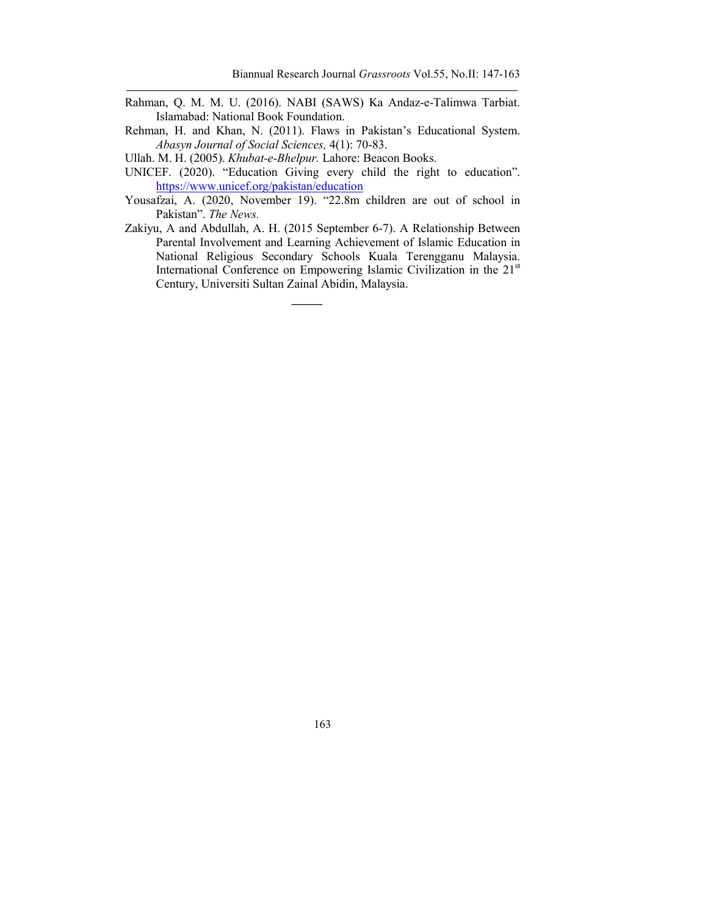Rahman, Q. M. M. U. (2016). NABI (SAWS) Ka Andaz-e-Talimwa Tarbiat. Islamabad: National Book Foundation.

Rehman, H. and Khan, N. (2011). Flaws in Pakistan's Educational System. *Abasyn Journal of Social Sciences,* 4(1): 70-83.

Ullah. M. H. (2005). *Khubat-e-Bhelpur.* Lahore: Beacon Books.

UNICEF. (2020). "Education Giving every child the right to education". https://www.unicef.org/pakistan/education

Yousafzai, A. (2020, November 19). "22.8m children are out of school in Pakistan". *The News.*

Zakiyu, A and Abdullah, A. H. (2015 September 6-7). A Relationship Between Parental Involvement and Learning Achievement of Islamic Education in National Religious Secondary Schools Kuala Terengganu Malaysia. International Conference on Empowering Islamic Civilization in the 21st Century, Universiti Sultan Zainal Abidin, Malaysia.